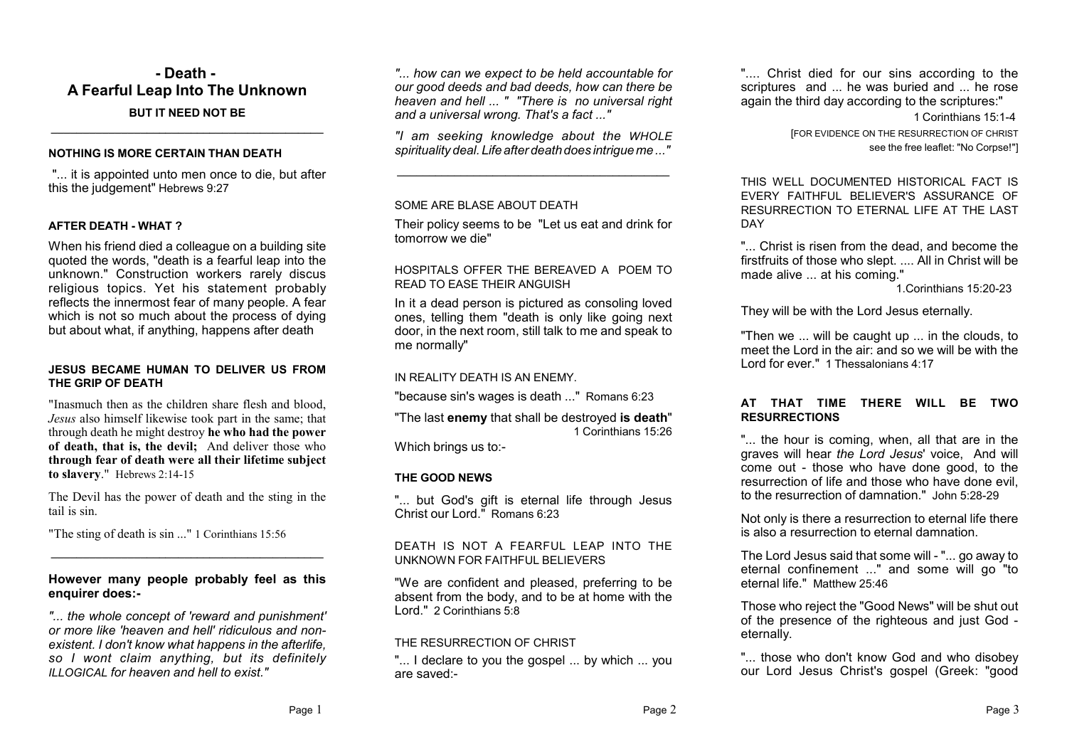# - Death - A Fearful Leap Into The Unknown

**BUT IT NEED NOT BE**

---

#### NOTHING IS MORE CERTAIN THAN DEATH

"... it is appointed unto men once to die, but after this the judgement" Hebrews 9:27

#### AFTER DEATH - WHAT ?

When his friend died a colleague on a building site quoted the words, "death is a fearful leap into the unknown." Construction workers rarely discus religious topics. Yet his statement probably reflects the innermost fear of many people. A fear which is not so much about the process of dying but about what, if anything, happens after death

#### JESUS BECAME HUMAN TO DELIVER US FROM THE GRIP OF DEATH

"Inasmuch then as the children share flesh and blood, *Jesus* also himself likewise took part in the same; that through death he might destroy **he who had the power of death, that is, the devil;** And deliver those who **through fear of death were all their lifetime subject to slavery**." Hebrews 2:14-15

The Devil has the power of death and the sting in the tail is sin.

"The sting of death is sin ..." 1 Corinthians 15:56

---

**However many people probably feel as this enquirer does:-**

*"... the whole concept of 'reward and punishment' or more like 'heaven and hell' ridiculous and non-existent. I don't know what happens in the afterlife, so I wont claim anything, but its definitely ILLOGICAL for heaven and hell to exist."*

*"... how can we expect to be held accountable for our good deeds and bad deeds, how can there be heaven and hell ... " "There is no universal right and a universal wrong. That's a fact ..."*

*"I am seeking knowledge about the WHOLE spirituality deal. Life after death does intrigue me ..."*

---

SOME ARE BLASE ABOUT DEATH

Their policy seems to be "Let us eat and drink for tomorrow we die"

HOSPITALS OFFER THE BEREAVED A POEM TO READ TO EASE THEIR ANGUISH

In it a dead person is pictured as consoling loved ones, telling them "death is only like going next door, in the next room, still talk to me and speak to me normally"

IN REALITY DEATH IS AN ENEMY.

"because sin's wages is death ..." Romans 6:23

"The last **enemy** that shall be destroyed **is death**" 1 Corinthians 15:26

Which brings us to:-

#### THE GOOD NEWS

"... but God's gift is eternal life through Jesus Christ our Lord." Romans 6:23

DEATH IS NOT A FEARFUL LEAP INTO THE UNKNOWN FOR FAITHFUL BELIEVERS

"We are confident and pleased, preferring to be absent from the body, and to be at home with the Lord." 2 Corinthians 5:8

THE RESURRECTION OF CHRIST

"... I declare to you the gospel ... by which ... you are saved:-

".... Christ died for our sins according to the scriptures and ... he was buried and ... he rose again the third day according to the scriptures:"

1 Corinthians 15:1-4

[FOR EVIDENCE ON THE RESURRECTION OF CHRIST see the free leaflet: "No Corpse!"]

THIS WELL DOCUMENTED HISTORICAL FACT IS EVERY FAITHFUL BELIEVER'S ASSURANCE OF RESURRECTION TO ETERNAL LIFE AT THE LAST DAY

"... Christ is risen from the dead, and become the firstfruits of those who slept. .... All in Christ will be made alive ... at his coming."

1.Corinthians 15:20-23

They will be with the Lord Jesus eternally.

"Then we ... will be caught up ... in the clouds, to meet the Lord in the air: and so we will be with the Lord for ever." 1 Thessalonians 4:17

#### AT THAT TIME THERE WILL BE TWO RESURRECTIONS

"... the hour is coming, when, all that are in the graves will hear *the Lord Jesus*' voice, And will come out - those who have done good, to the resurrection of life and those who have done evil, to the resurrection of damnation." John 5:28-29

Not only is there a resurrection to eternal life there is also a resurrection to eternal damnation.

The Lord Jesus said that some will - "... go away to eternal confinement ..." and some will go "to eternal life." Matthew 25:46

Those who reject the "Good News" will be shut out of the presence of the righteous and just God - eternally.

"... those who don't know God and who disobey our Lord Jesus Christ's gospel (Greek: "good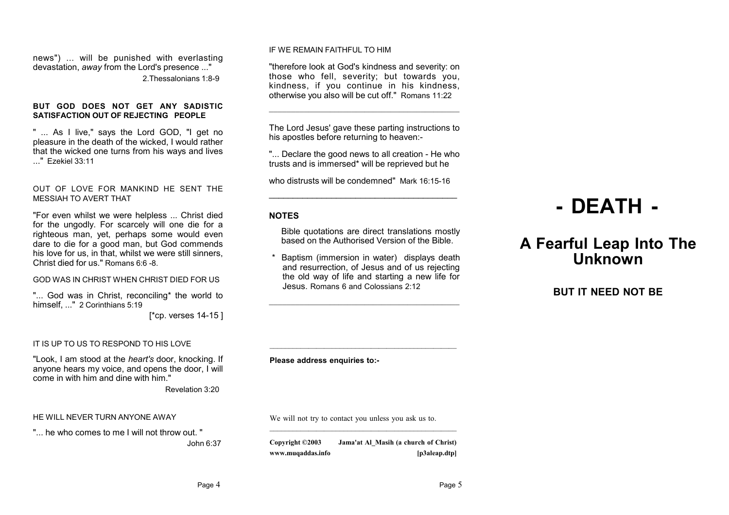news") ... will be punished with everlasting devastation, *away* from the Lord's presence ..."

2.Thessalonians 1:8-9

**BUT GOD DOES NOT GET ANY SADISTIC SATISFACTION OUT OF REJECTING PEOPLE**

" ... As I live," says the Lord GOD, "I get no pleasure in the death of the wicked, I would rather that the wicked one turns from his ways and lives ..." Ezekiel 33:11

OUT OF LOVE FOR MANKIND HE SENT THE MESSIAH TO AVERT THAT

"For even whilst we were helpless ... Christ died for the ungodly. For scarcely will one die for a righteous man, yet, perhaps some would even dare to die for a good man, but God commends his love for us, in that, whilst we were still sinners, Christ died for us." Romans 6:6 -8.

GOD WAS IN CHRIST WHEN CHRIST DIED FOR US

"... God was in Christ, reconciling* the world to himself, ..." 2 Corinthians 5:19

[*cp. verses 14-15 ]

IT IS UP TO US TO RESPOND TO HIS LOVE

"Look, I am stood at the *heart's* door, knocking. If anyone hears my voice, and opens the door, I will come in with him and dine with him."

Revelation 3:20

HE WILL NEVER TURN ANYONE AWAY

"... he who comes to me I will not throw out. "

John 6:37

IF WE REMAIN FAITHFUL TO HIM

"therefore look at God's kindness and severity: on those who fell, severity; but towards you, kindness, if you continue in his kindness, otherwise you also will be cut off." Romans 11:22

---

The Lord Jesus' gave these parting instructions to his apostles before returning to heaven:-

"... Declare the good news to all creation - He who trusts and is immersed* will be reprieved but he who distrusts will be condemned" Mark 16:15-16

---

**NOTES**

Bible quotations are direct translations mostly based on the Authorised Version of the Bible.

* Baptism (immersion in water) displays death and resurrection, of Jesus and of us rejecting the old way of life and starting a new life for Jesus. Romans 6 and Colossians 2:12

---

---

**Please address enquiries to:-**

We will not try to contact you unless you ask us to.

---

**Copyright ©2003 Jama'at Al_Masih (a church of Christ)**
**www.muqaddas.info [p3aleap.dtp]**

# - DEATH -

## A Fearful Leap Into The Unknown

### BUT IT NEED NOT BE